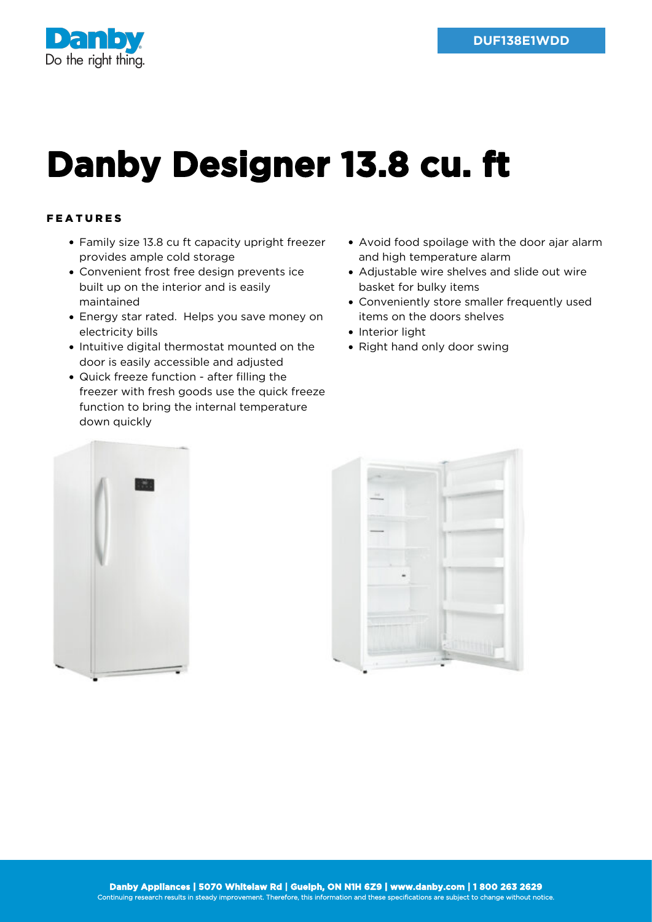DUF138E1WDD

# Danby Designer 13.8 cu. ft

## FEATURES

- Family size 13.8 cu ft capacity upright freezer provides ample cold storage
- Convenient frost free design prevents ice built up on the interior and is easily maintained
- Energy star rated.  Helps you save money on electricity bills
- Intuitive digital thermostat mounted on the door is easily accessible and adjusted
- Quick freeze function - after filling the freezer with fresh goods use the quick freeze function to bring the internal temperature down quickly
- Avoid food spoilage with the door ajar alarm and high temperature alarm
- Adjustable wire shelves and slide out wire basket for bulky items
- Conveniently store smaller frequently used items on the doors shelves
- Interior light
- Right hand only door swing

**Danby Appliances | 5070 Whitelaw Rd | Guelph, ON N1H 6Z9 | www.danby.com | 1 800 263 2629**
Continuing research results in steady improvement. Therefore, this information and these specifications are subject to change without notice.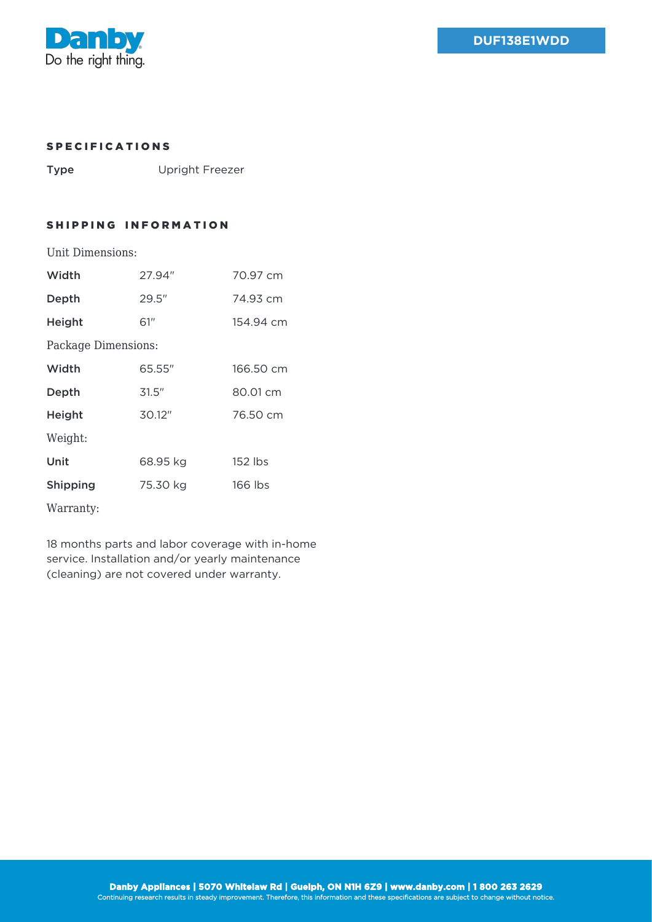DUF138E1WDD

## SPECIFICATIONS

| | |
|---|---|
| **Type** | Upright Freezer |

## SHIPPING INFORMATION

Unit Dimensions:

| | | |
|---|---|---|
| **Width** | 27.94" | 70.97 cm |
| **Depth** | 29.5" | 74.93 cm |
| **Height** | 61" | 154.94 cm |

Package Dimensions:

| | | |
|---|---|---|
| **Width** | 65.55" | 166.50 cm |
| **Depth** | 31.5" | 80.01 cm |
| **Height** | 30.12" | 76.50 cm |

Weight:

| | | |
|---|---|---|
| **Unit** | 68.95 kg | 152 lbs |
| **Shipping** | 75.30 kg | 166 lbs |

Warranty:

18 months parts and labor coverage with in-home service. Installation and/or yearly maintenance (cleaning) are not covered under warranty.

**Danby Appliances | 5070 Whitelaw Rd | Guelph, ON N1H 6Z9 | www.danby.com | 1 800 263 2629**
Continuing research results in steady improvement. Therefore, this information and these specifications are subject to change without notice.